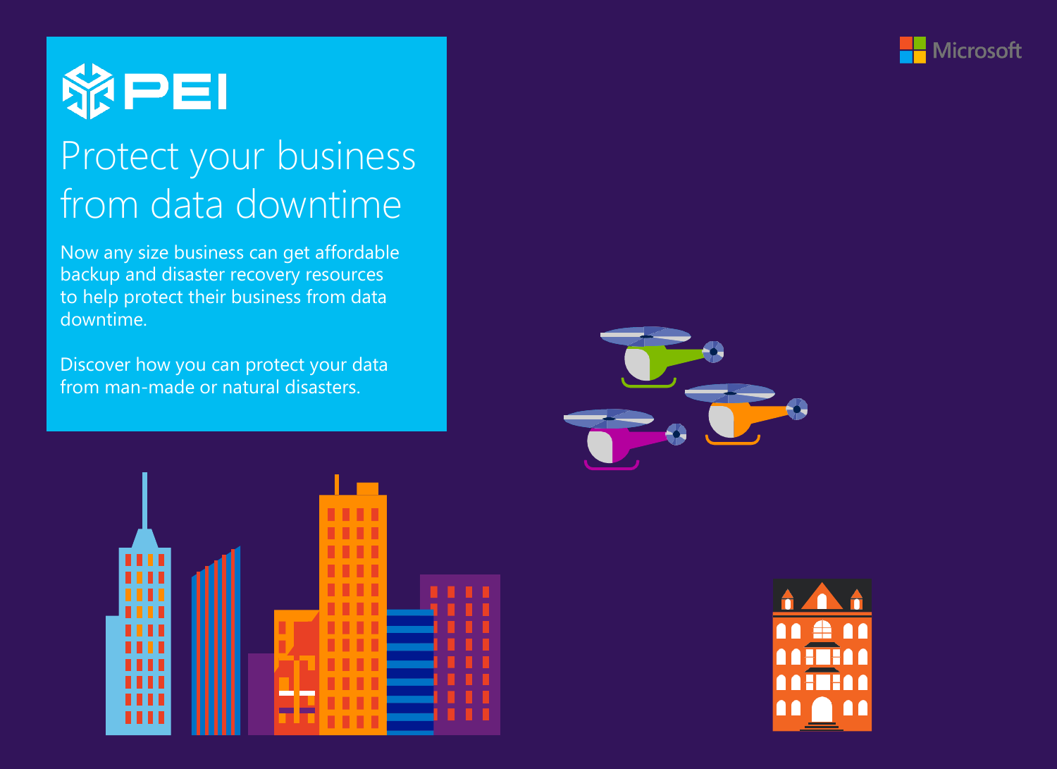PEI

Microsoft

# Protect your business from data downtime

Now any size business can get affordable backup and disaster recovery resources to help protect their business from data downtime.

Discover how you can protect your data from man-made or natural disasters.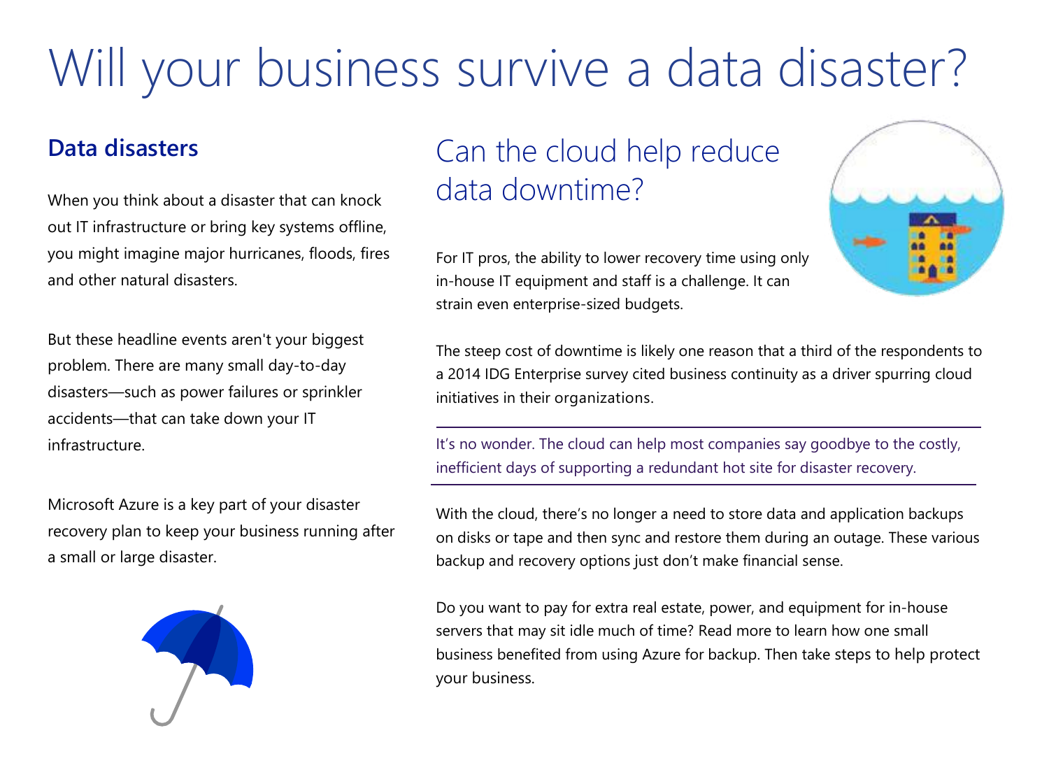# Will your business survive a data disaster?

## Data disasters

When you think about a disaster that can knock out IT infrastructure or bring key systems offline, you might imagine major hurricanes, floods, fires and other natural disasters.

But these headline events aren't your biggest problem. There are many small day-to-day disasters—such as power failures or sprinkler accidents—that can take down your IT infrastructure.

Microsoft Azure is a key part of your disaster recovery plan to keep your business running after a small or large disaster.

## Can the cloud help reduce data downtime?

For IT pros, the ability to lower recovery time using only in-house IT equipment and staff is a challenge. It can strain even enterprise-sized budgets.

The steep cost of downtime is likely one reason that a third of the respondents to a 2014 IDG Enterprise survey cited business continuity as a driver spurring cloud initiatives in their organizations.

It's no wonder. The cloud can help most companies say goodbye to the costly, inefficient days of supporting a redundant hot site for disaster recovery.

With the cloud, there's no longer a need to store data and application backups on disks or tape and then sync and restore them during an outage. These various backup and recovery options just don't make financial sense.

Do you want to pay for extra real estate, power, and equipment for in-house servers that may sit idle much of time? Read more to learn how one small business benefited from using Azure for backup. Then take steps to help protect your business.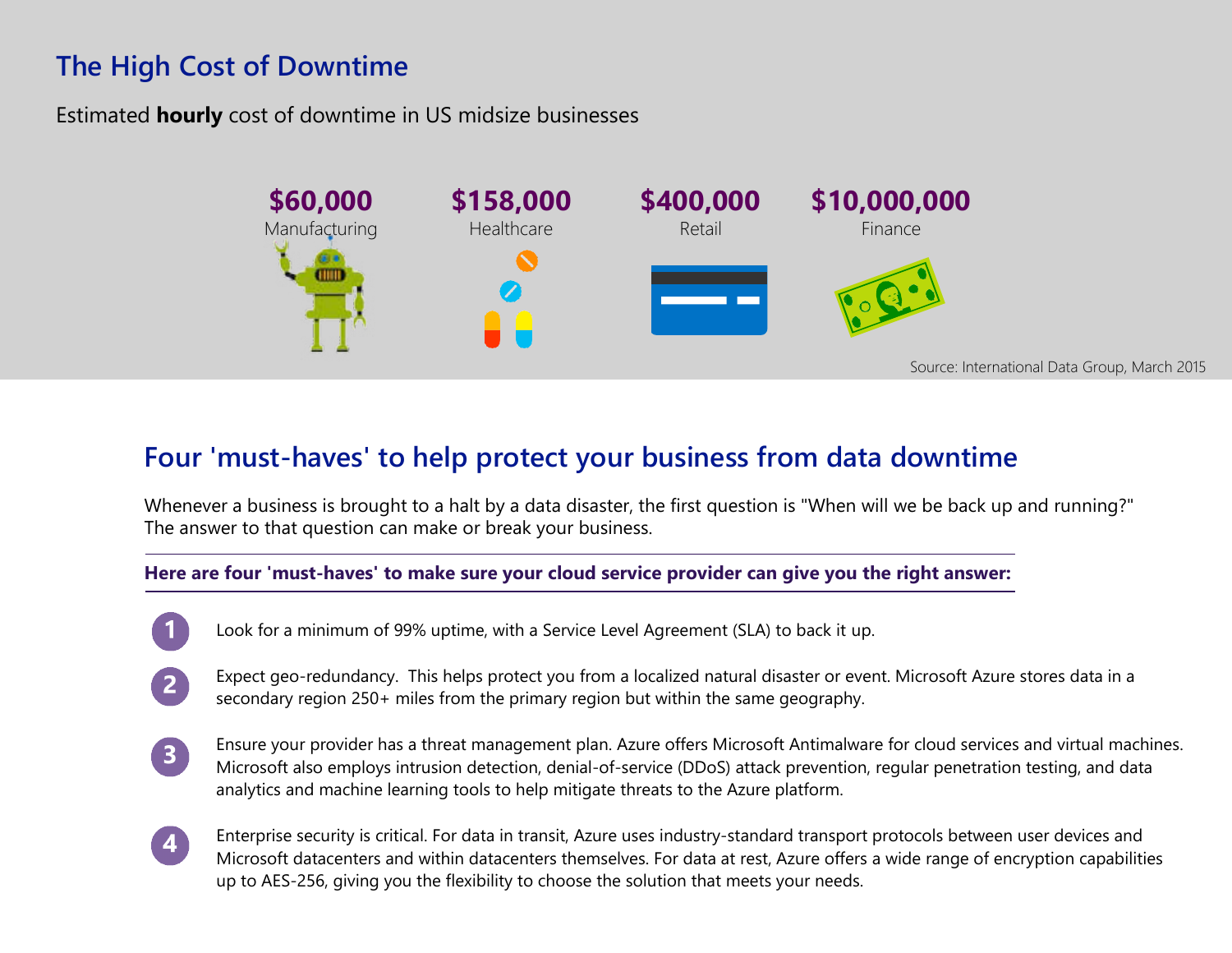## The High Cost of Downtime

Estimated **hourly** cost of downtime in US midsize businesses

| $60,000 | $158,000 | $400,000 | $10,000,000 |
|---|---|---|---|
| Manufacturing | Healthcare | Retail | Finance |

Source: International Data Group, March 2015

## Four 'must-haves' to help protect your business from data downtime

Whenever a business is brought to a halt by a data disaster, the first question is "When will we be back up and running?" The answer to that question can make or break your business.

**Here are four 'must-haves' to make sure your cloud service provider can give you the right answer:**

1. Look for a minimum of 99% uptime, with a Service Level Agreement (SLA) to back it up.
2. Expect geo-redundancy. This helps protect you from a localized natural disaster or event. Microsoft Azure stores data in a secondary region 250+ miles from the primary region but within the same geography.
3. Ensure your provider has a threat management plan. Azure offers Microsoft Antimalware for cloud services and virtual machines. Microsoft also employs intrusion detection, denial-of-service (DDoS) attack prevention, regular penetration testing, and data analytics and machine learning tools to help mitigate threats to the Azure platform.
4. Enterprise security is critical. For data in transit, Azure uses industry-standard transport protocols between user devices and Microsoft datacenters and within datacenters themselves. For data at rest, Azure offers a wide range of encryption capabilities up to AES-256, giving you the flexibility to choose the solution that meets your needs.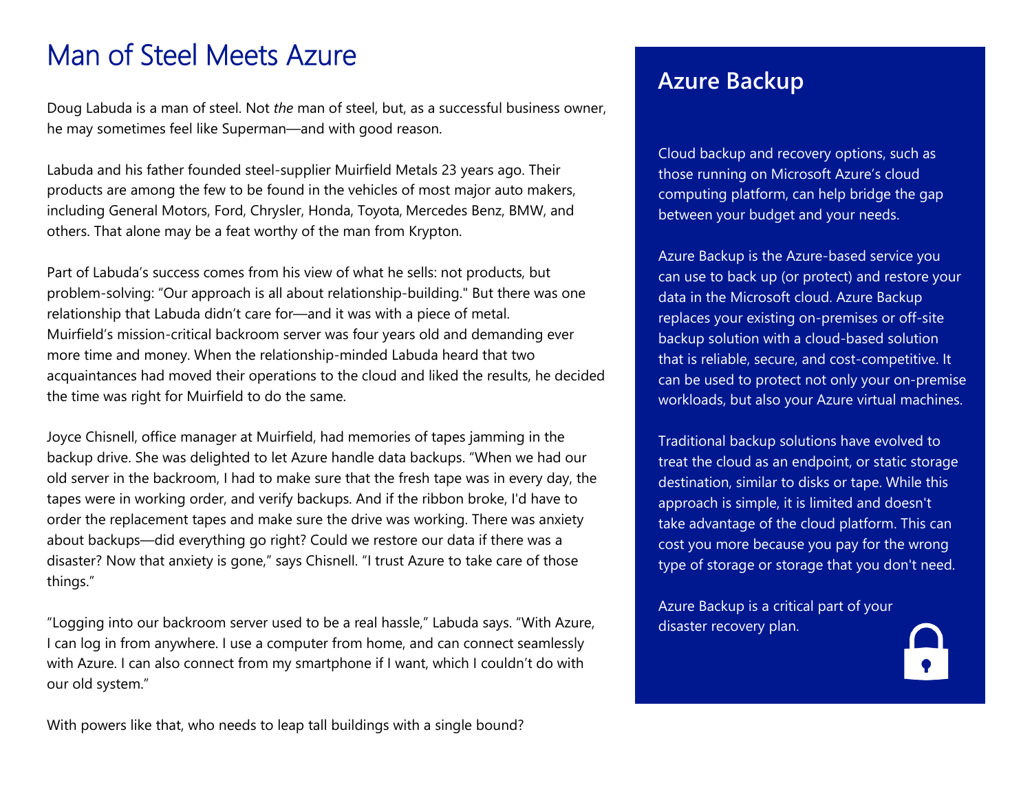# Man of Steel Meets Azure

Doug Labuda is a man of steel. Not *the* man of steel, but, as a successful business owner, he may sometimes feel like Superman—and with good reason.

Labuda and his father founded steel-supplier Muirfield Metals 23 years ago. Their products are among the few to be found in the vehicles of most major auto makers, including General Motors, Ford, Chrysler, Honda, Toyota, Mercedes Benz, BMW, and others. That alone may be a feat worthy of the man from Krypton.

Part of Labuda's success comes from his view of what he sells: not products, but problem-solving: "Our approach is all about relationship-building." But there was one relationship that Labuda didn't care for—and it was with a piece of metal. Muirfield's mission-critical backroom server was four years old and demanding ever more time and money. When the relationship-minded Labuda heard that two acquaintances had moved their operations to the cloud and liked the results, he decided the time was right for Muirfield to do the same.

Joyce Chisnell, office manager at Muirfield, had memories of tapes jamming in the backup drive. She was delighted to let Azure handle data backups. "When we had our old server in the backroom, I had to make sure that the fresh tape was in every day, the tapes were in working order, and verify backups. And if the ribbon broke, I'd have to order the replacement tapes and make sure the drive was working. There was anxiety about backups—did everything go right? Could we restore our data if there was a disaster? Now that anxiety is gone," says Chisnell. "I trust Azure to take care of those things."

"Logging into our backroom server used to be a real hassle," Labuda says. "With Azure, I can log in from anywhere. I use a computer from home, and can connect seamlessly with Azure. I can also connect from my smartphone if I want, which I couldn't do with our old system."

With powers like that, who needs to leap tall buildings with a single bound?

## Azure Backup

Cloud backup and recovery options, such as those running on Microsoft Azure's cloud computing platform, can help bridge the gap between your budget and your needs.

Azure Backup is the Azure-based service you can use to back up (or protect) and restore your data in the Microsoft cloud. Azure Backup replaces your existing on-premises or off-site backup solution with a cloud-based solution that is reliable, secure, and cost-competitive. It can be used to protect not only your on-premise workloads, but also your Azure virtual machines.

Traditional backup solutions have evolved to treat the cloud as an endpoint, or static storage destination, similar to disks or tape. While this approach is simple, it is limited and doesn't take advantage of the cloud platform. This can cost you more because you pay for the wrong type of storage or storage that you don't need.

Azure Backup is a critical part of your disaster recovery plan.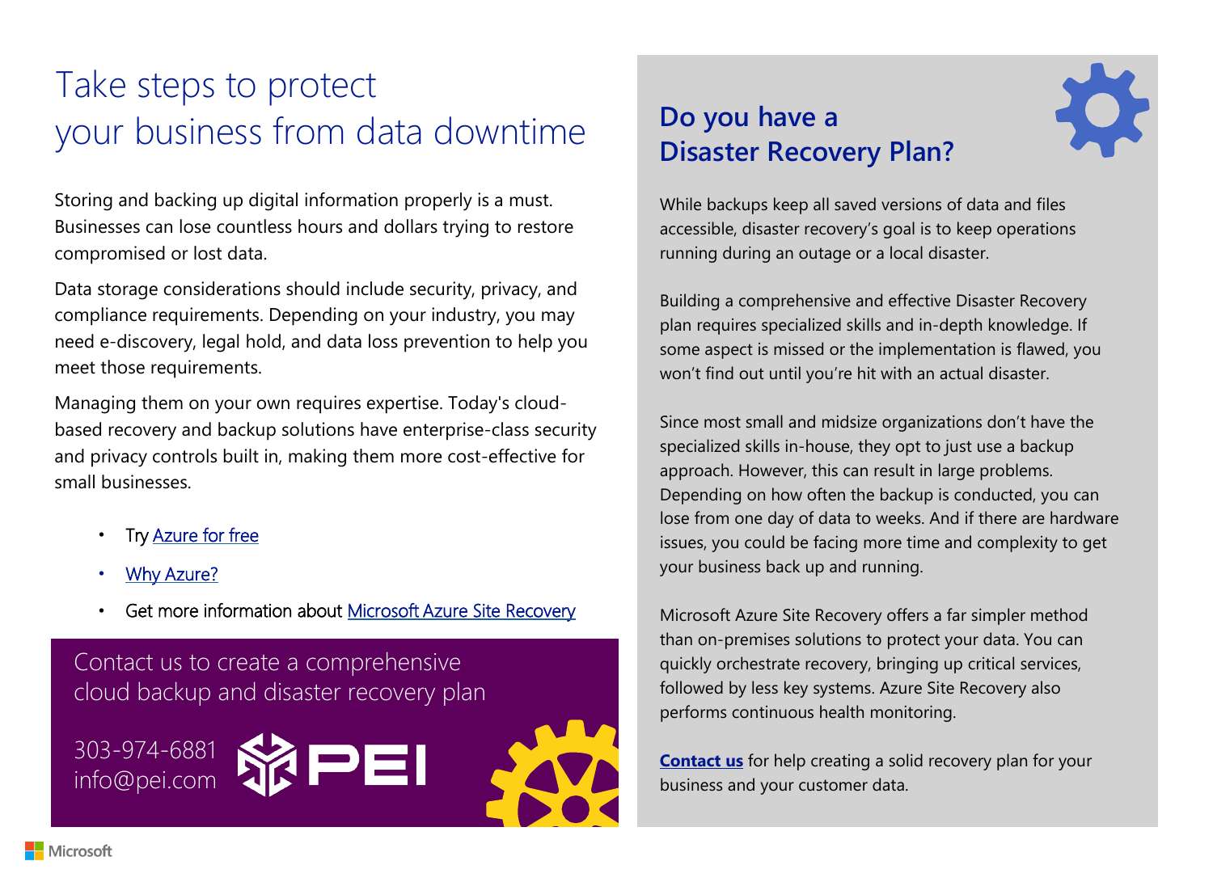# Take steps to protect your business from data downtime

Storing and backing up digital information properly is a must. Businesses can lose countless hours and dollars trying to restore compromised or lost data.

Data storage considerations should include security, privacy, and compliance requirements. Depending on your industry, you may need e-discovery, legal hold, and data loss prevention to help you meet those requirements.

Managing them on your own requires expertise. Today's cloud-based recovery and backup solutions have enterprise-class security and privacy controls built in, making them more cost-effective for small businesses.

- Try Azure for free
- Why Azure?
- Get more information about Microsoft Azure Site Recovery

Contact us to create a comprehensive cloud backup and disaster recovery plan

303-974-6881
info@pei.com

PEI

## Do you have a Disaster Recovery Plan?

While backups keep all saved versions of data and files accessible, disaster recovery's goal is to keep operations running during an outage or a local disaster.

Building a comprehensive and effective Disaster Recovery plan requires specialized skills and in-depth knowledge. If some aspect is missed or the implementation is flawed, you won't find out until you're hit with an actual disaster.

Since most small and midsize organizations don't have the specialized skills in-house, they opt to just use a backup approach. However, this can result in large problems. Depending on how often the backup is conducted, you can lose from one day of data to weeks. And if there are hardware issues, you could be facing more time and complexity to get your business back up and running.

Microsoft Azure Site Recovery offers a far simpler method than on-premises solutions to protect your data. You can quickly orchestrate recovery, bringing up critical services, followed by less key systems. Azure Site Recovery also performs continuous health monitoring.

**Contact us** for help creating a solid recovery plan for your business and your customer data.